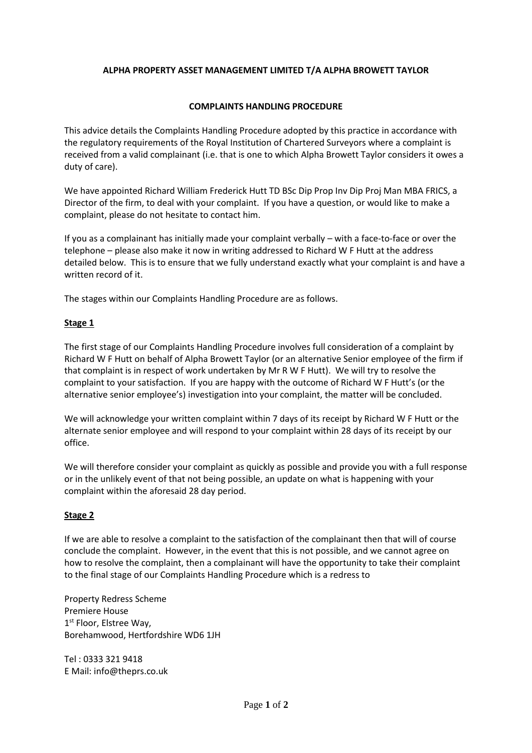**ALPHA PROPERTY ASSET MANAGEMENT LIMITED T/A ALPHA BROWETT TAYLOR**

**COMPLAINTS HANDLING PROCEDURE**

This advice details the Complaints Handling Procedure adopted by this practice in accordance with the regulatory requirements of the Royal Institution of Chartered Surveyors where a complaint is received from a valid complainant (i.e. that is one to which Alpha Browett Taylor considers it owes a duty of care).

We have appointed Richard William Frederick Hutt TD BSc Dip Prop Inv Dip Proj Man MBA FRICS, a Director of the firm, to deal with your complaint. If you have a question, or would like to make a complaint, please do not hesitate to contact him.

If you as a complainant has initially made your complaint verbally – with a face-to-face or over the telephone – please also make it now in writing addressed to Richard W F Hutt at the address detailed below. This is to ensure that we fully understand exactly what your complaint is and have a written record of it.

The stages within our Complaints Handling Procedure are as follows.

**Stage 1**

The first stage of our Complaints Handling Procedure involves full consideration of a complaint by Richard W F Hutt on behalf of Alpha Browett Taylor (or an alternative Senior employee of the firm if that complaint is in respect of work undertaken by Mr R W F Hutt). We will try to resolve the complaint to your satisfaction. If you are happy with the outcome of Richard W F Hutt's (or the alternative senior employee's) investigation into your complaint, the matter will be concluded.

We will acknowledge your written complaint within 7 days of its receipt by Richard W F Hutt or the alternate senior employee and will respond to your complaint within 28 days of its receipt by our office.

We will therefore consider your complaint as quickly as possible and provide you with a full response or in the unlikely event of that not being possible, an update on what is happening with your complaint within the aforesaid 28 day period.

**Stage 2**

If we are able to resolve a complaint to the satisfaction of the complainant then that will of course conclude the complaint. However, in the event that this is not possible, and we cannot agree on how to resolve the complaint, then a complainant will have the opportunity to take their complaint to the final stage of our Complaints Handling Procedure which is a redress to

Property Redress Scheme
Premiere House
1st Floor, Elstree Way,
Borehamwood, Hertfordshire WD6 1JH

Tel : 0333 321 9418
E Mail: info@theprs.co.uk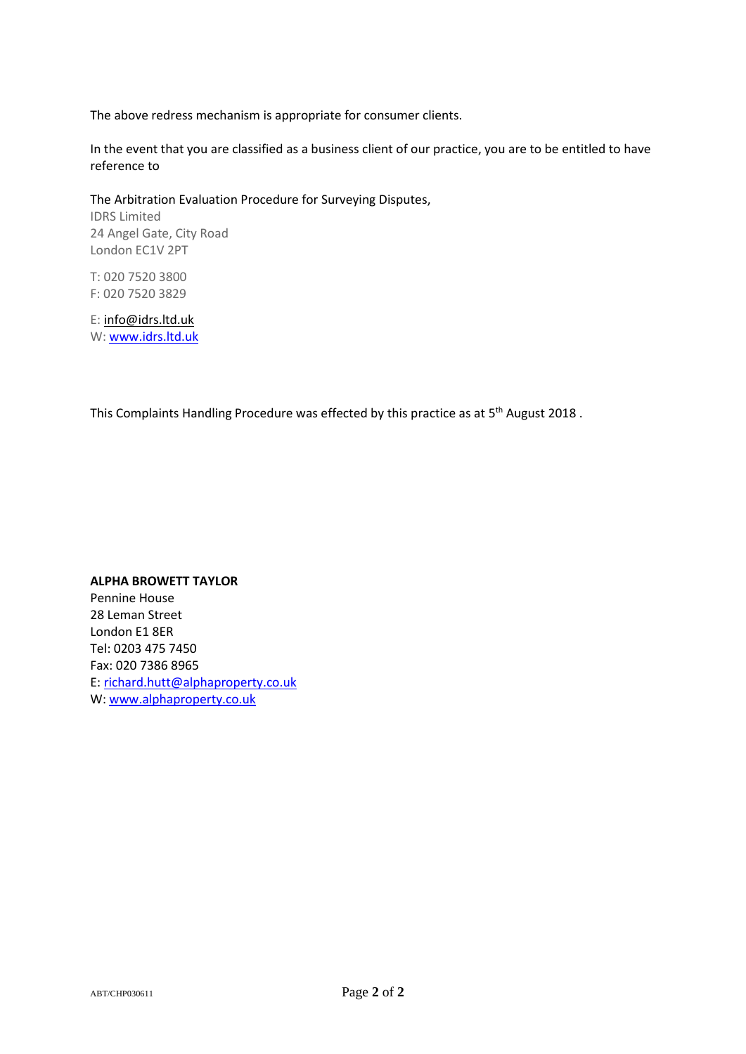The above redress mechanism is appropriate for consumer clients.

In the event that you are classified as a business client of our practice, you are to be entitled to have reference to

The Arbitration Evaluation Procedure for Surveying Disputes,
IDRS Limited
24 Angel Gate, City Road
London EC1V 2PT

T: 020 7520 3800
F: 020 7520 3829

E: info@idrs.ltd.uk
W: www.idrs.ltd.uk

This Complaints Handling Procedure was effected by this practice as at 5th August 2018 .

**ALPHA BROWETT TAYLOR**
Pennine House
28 Leman Street
London E1 8ER
Tel: 0203 475 7450
Fax: 020 7386 8965
E: richard.hutt@alphaproperty.co.uk
W: www.alphaproperty.co.uk

ABT/CHP030611